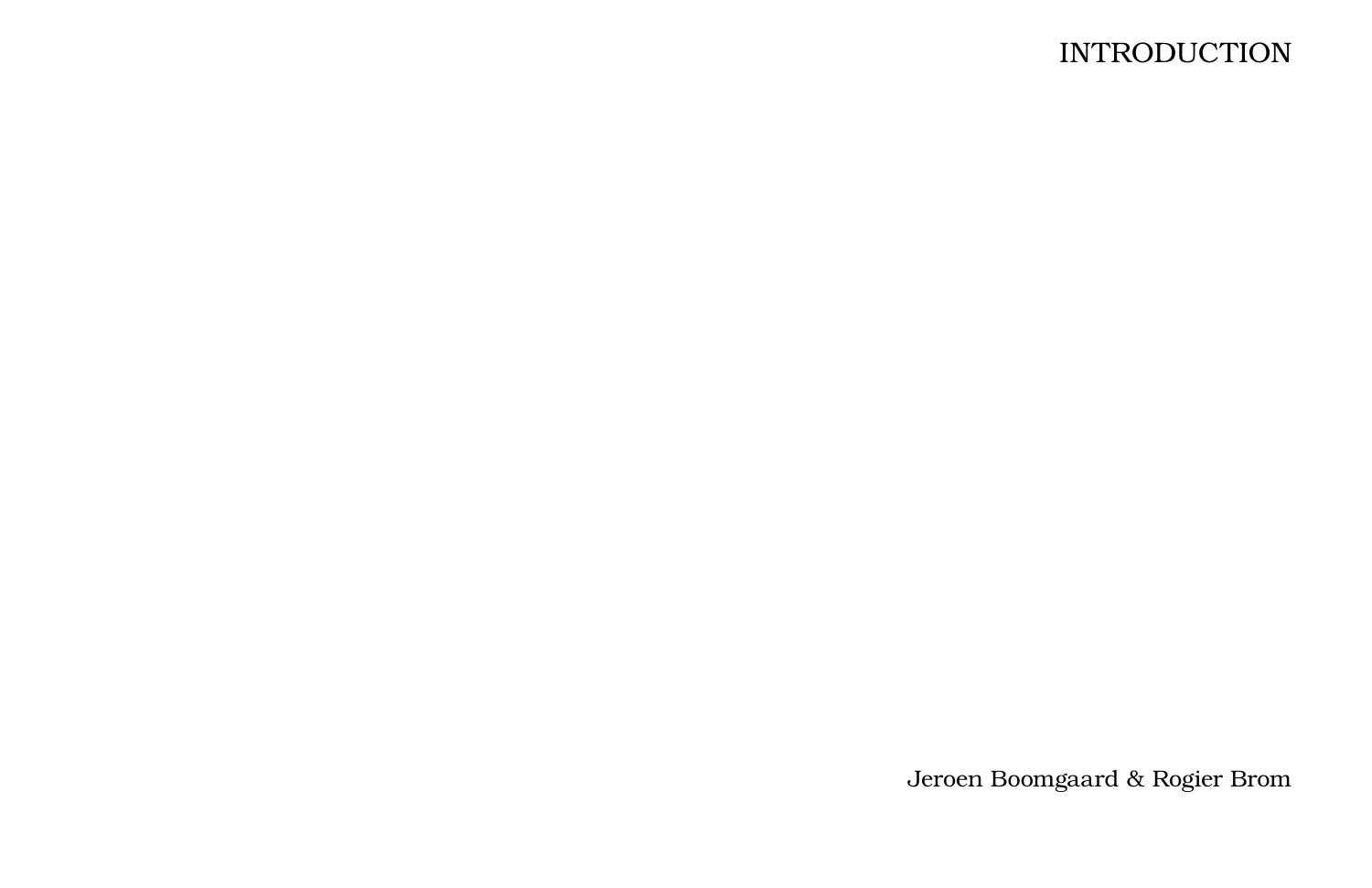# INTRODUCTION

Jeroen Boomgaard & Rogier Brom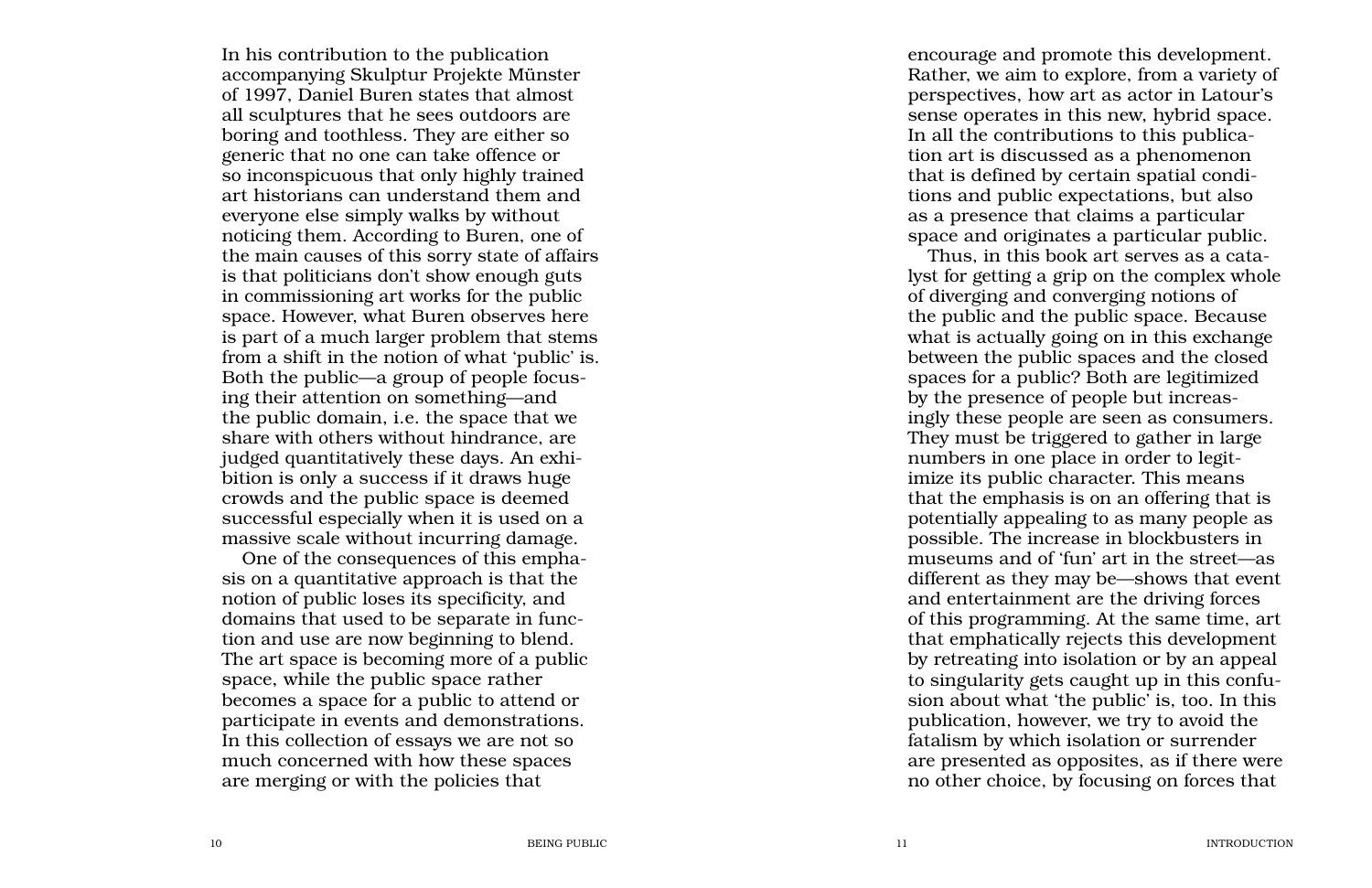In his contribution to the publication accompanying Skulptur Projekte Münster of 1997, Daniel Buren states that almost all sculptures that he sees outdoors are boring and toothless. They are either so generic that no one can take offence or so inconspicuous that only highly trained art historians can understand them and everyone else simply walks by without noticing them. According to Buren, one of the main causes of this sorry state of affairs is that politicians don't show enough guts in commissioning art works for the public space. However, what Buren observes here is part of a much larger problem that stems from a shift in the notion of what 'public' is. Both the public—a group of people focusing their attention on something—and the public domain, i.e. the space that we share with others without hindrance, are judged quantitatively these days. An exhibition is only a success if it draws huge crowds and the public space is deemed successful especially when it is used on a massive scale without incurring damage.

One of the consequences of this emphasis on a quantitative approach is that the notion of public loses its specificity, and domains that used to be separate in function and use are now beginning to blend. The art space is becoming more of a public space, while the public space rather becomes a space for a public to attend or participate in events and demonstrations. In this collection of essays we are not so much concerned with how these spaces are merging or with the policies that encourage and promote this development. Rather, we aim to explore, from a variety of perspectives, how art as actor in Latour's sense operates in this new, hybrid space. In all the contributions to this publication art is discussed as a phenomenon that is defined by certain spatial conditions and public expectations, but also as a presence that claims a particular space and originates a particular public.

Thus, in this book art serves as a catalyst for getting a grip on the complex whole of diverging and converging notions of the public and the public space. Because what is actually going on in this exchange between the public spaces and the closed spaces for a public? Both are legitimized by the presence of people but increasingly these people are seen as consumers. They must be triggered to gather in large numbers in one place in order to legitimize its public character. This means that the emphasis is on an offering that is potentially appealing to as many people as possible. The increase in blockbusters in museums and of 'fun' art in the street—as different as they may be—shows that event and entertainment are the driving forces of this programming. At the same time, art that emphatically rejects this development by retreating into isolation or by an appeal to singularity gets caught up in this confusion about what 'the public' is, too. In this publication, however, we try to avoid the fatalism by which isolation or surrender are presented as opposites, as if there were no other choice, by focusing on forces that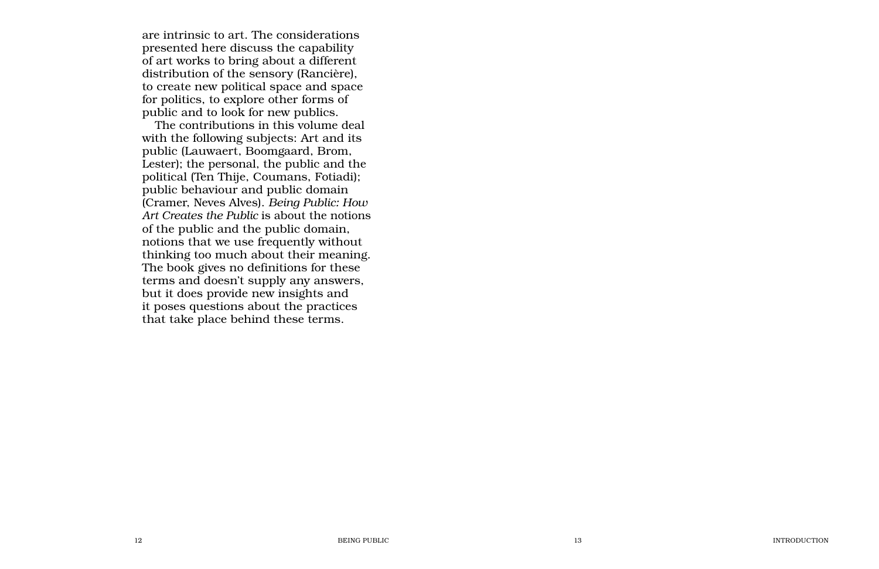are intrinsic to art. The considerations presented here discuss the capability of art works to bring about a different distribution of the sensory (Rancière), to create new political space and space for politics, to explore other forms of public and to look for new publics.

The contributions in this volume deal with the following subjects: Art and its public (Lauwaert, Boomgaard, Brom, Lester); the personal, the public and the political (Ten Thije, Coumans, Fotiadi); public behaviour and public domain (Cramer, Neves Alves). *Being Public: How Art Creates the Public* is about the notions of the public and the public domain, notions that we use frequently without thinking too much about their meaning. The book gives no definitions for these terms and doesn't supply any answers, but it does provide new insights and it poses questions about the practices that take place behind these terms.